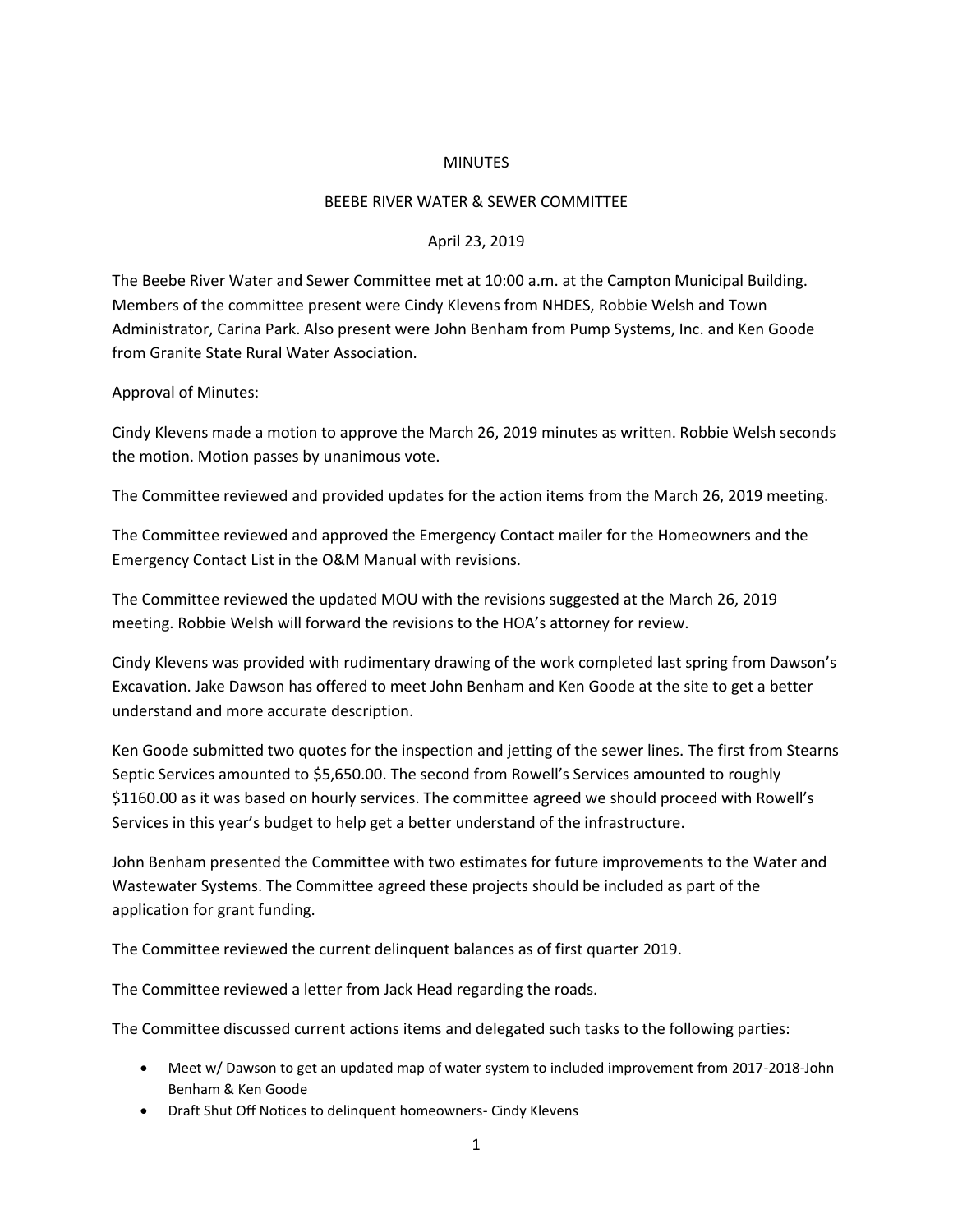# MINUTES

## BEEBE RIVER WATER & SEWER COMMITTEE

April 23, 2019

The Beebe River Water and Sewer Committee met at 10:00 a.m. at the Campton Municipal Building. Members of the committee present were Cindy Klevens from NHDES, Robbie Welsh and Town Administrator, Carina Park. Also present were John Benham from Pump Systems, Inc. and Ken Goode from Granite State Rural Water Association.

Approval of Minutes:

Cindy Klevens made a motion to approve the March 26, 2019 minutes as written. Robbie Welsh seconds the motion. Motion passes by unanimous vote.

The Committee reviewed and provided updates for the action items from the March 26, 2019 meeting.

The Committee reviewed and approved the Emergency Contact mailer for the Homeowners and the Emergency Contact List in the O&M Manual with revisions.

The Committee reviewed the updated MOU with the revisions suggested at the March 26, 2019 meeting. Robbie Welsh will forward the revisions to the HOA's attorney for review.

Cindy Klevens was provided with rudimentary drawing of the work completed last spring from Dawson's Excavation. Jake Dawson has offered to meet John Benham and Ken Goode at the site to get a better understand and more accurate description.

Ken Goode submitted two quotes for the inspection and jetting of the sewer lines. The first from Stearns Septic Services amounted to $5,650.00. The second from Rowell's Services amounted to roughly $1160.00 as it was based on hourly services. The committee agreed we should proceed with Rowell's Services in this year's budget to help get a better understand of the infrastructure.

John Benham presented the Committee with two estimates for future improvements to the Water and Wastewater Systems. The Committee agreed these projects should be included as part of the application for grant funding.

The Committee reviewed the current delinquent balances as of first quarter 2019.

The Committee reviewed a letter from Jack Head regarding the roads.

The Committee discussed current actions items and delegated such tasks to the following parties:

- Meet w/ Dawson to get an updated map of water system to included improvement from 2017-2018-John Benham & Ken Goode
- Draft Shut Off Notices to delinquent homeowners- Cindy Klevens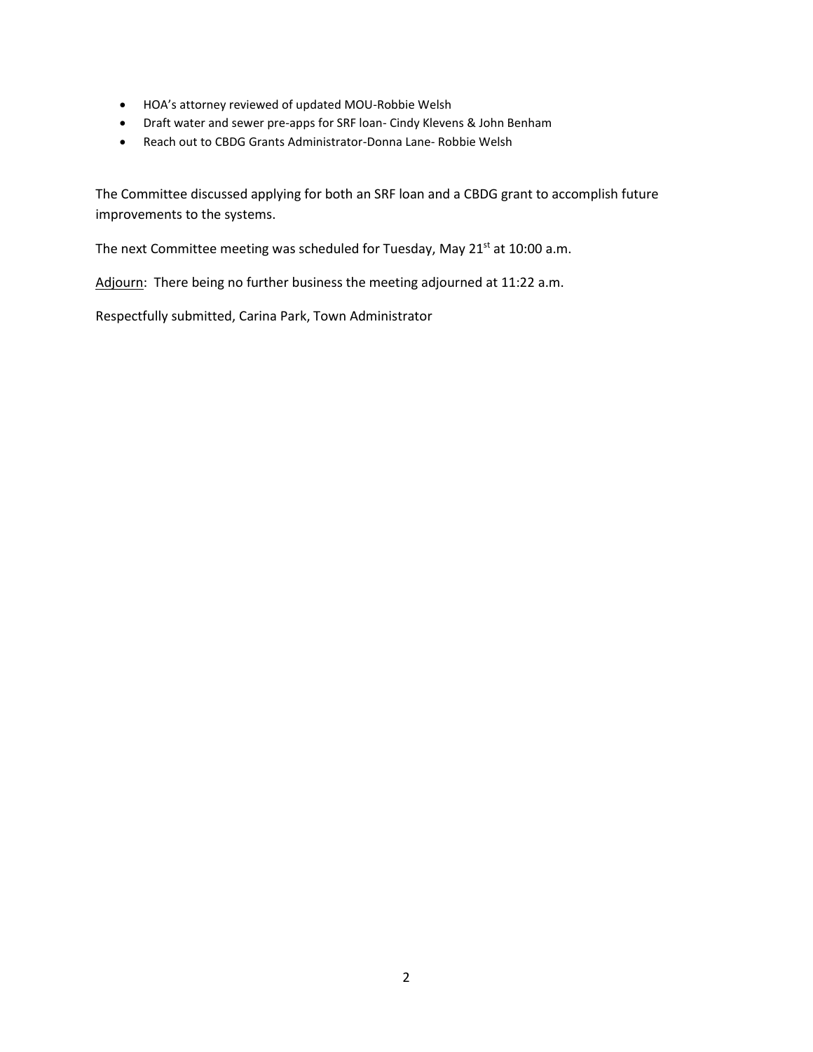- HOA's attorney reviewed of updated MOU-Robbie Welsh
- Draft water and sewer pre-apps for SRF loan- Cindy Klevens & John Benham
- Reach out to CBDG Grants Administrator-Donna Lane- Robbie Welsh

The Committee discussed applying for both an SRF loan and a CBDG grant to accomplish future improvements to the systems.

The next Committee meeting was scheduled for Tuesday, May 21st at 10:00 a.m.

<u>Adjourn</u>: There being no further business the meeting adjourned at 11:22 a.m.

Respectfully submitted, Carina Park, Town Administrator